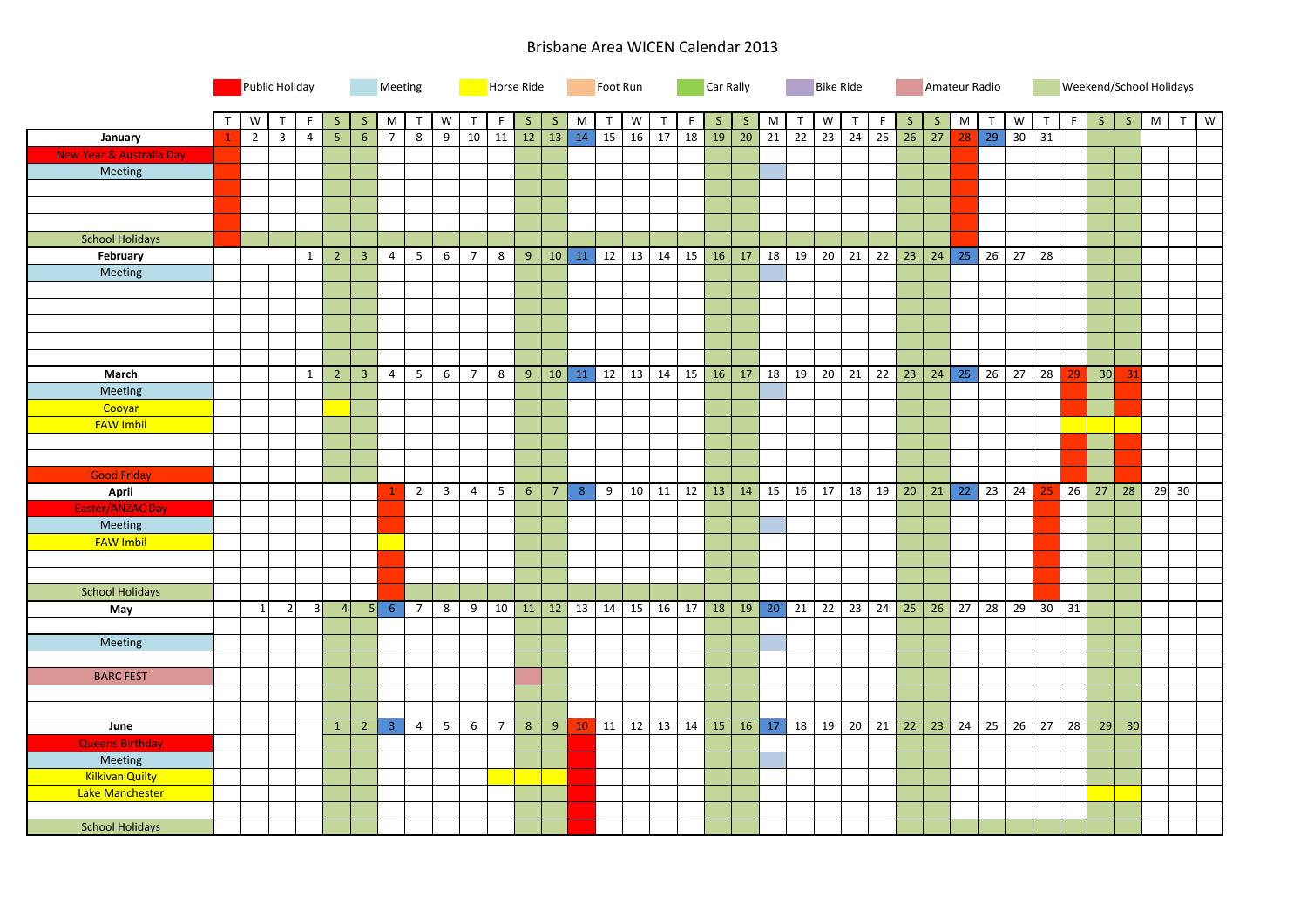# Brisbane Area WICEN Calendar 2013

Legend: Public Holiday | Meeting | Horse Ride | Foot Run | Car Rally | Bike Ride | Amateur Radio | Weekend/School Holidays

| | T | W | T | F | S | S | M | T | W | T | F | S | S | M | T | W | T | F | S | S | M | T | W | T | F | S | S | M | T | W | T | F | S | S | M | T | W |
|---|---|---|---|---|---|---|---|---|---|---|---|---|---|---|---|---|---|---|---|---|---|---|---|---|---|---|---|---|---|---|---|---|---|---|---|---|---|
| **January** | 1 | 2 | 3 | 4 | 5 | 6 | 7 | 8 | 9 | 10 | 11 | 12 | 13 | 14 | 15 | 16 | 17 | 18 | 19 | 20 | 21 | 22 | 23 | 24 | 25 | 26 | 27 | 28 | 29 | 30 | 31 | | | | | | |
| New Year & Australia Day | | | | | | | | | | | | | | | | | | | | | | | | | | | | | | | | | | | | | |
| Meeting | | | | | | | | | | | | | | | | | | | | | | | | | | | | | | | | | | | | | |
| School Holidays | | | | | | | | | | | | | | | | | | | | | | | | | | | | | | | | | | | | | |
| **February** | | | | 1 | 2 | 3 | 4 | 5 | 6 | 7 | 8 | 9 | 10 | 11 | 12 | 13 | 14 | 15 | 16 | 17 | 18 | 19 | 20 | 21 | 22 | 23 | 24 | 25 | 26 | 27 | 28 | | | | | | |
| Meeting | | | | | | | | | | | | | | | | | | | | | | | | | | | | | | | | | | | | | |
| **March** | | | | 1 | 2 | 3 | 4 | 5 | 6 | 7 | 8 | 9 | 10 | 11 | 12 | 13 | 14 | 15 | 16 | 17 | 18 | 19 | 20 | 21 | 22 | 23 | 24 | 25 | 26 | 27 | 28 | 29 | 30 | 31 | | | |
| Meeting | | | | | | | | | | | | | | | | | | | | | | | | | | | | | | | | | | | | | |
| Cooyar | | | | | | | | | | | | | | | | | | | | | | | | | | | | | | | | | | | | | |
| FAW Imbil | | | | | | | | | | | | | | | | | | | | | | | | | | | | | | | | | | | | | |
| Good Friday | | | | | | | | | | | | | | | | | | | | | | | | | | | | | | | | | | | | | |
| **April** | | | | | | | 1 | 2 | 3 | 4 | 5 | 6 | 7 | 8 | 9 | 10 | 11 | 12 | 13 | 14 | 15 | 16 | 17 | 18 | 19 | 20 | 21 | 22 | 23 | 24 | 25 | 26 | 27 | 28 | 29 | 30 | |
| Easter/ANZAC Day | | | | | | | | | | | | | | | | | | | | | | | | | | | | | | | | | | | | | |
| Meeting | | | | | | | | | | | | | | | | | | | | | | | | | | | | | | | | | | | | | |
| FAW Imbil | | | | | | | | | | | | | | | | | | | | | | | | | | | | | | | | | | | | | |
| School Holidays | | | | | | | | | | | | | | | | | | | | | | | | | | | | | | | | | | | | | |
| **May** | | 1 | 2 | 3 | 4 | 5 | 6 | 7 | 8 | 9 | 10 | 11 | 12 | 13 | 14 | 15 | 16 | 17 | 18 | 19 | 20 | 21 | 22 | 23 | 24 | 25 | 26 | 27 | 28 | 29 | 30 | 31 | | | | | |
| Meeting | | | | | | | | | | | | | | | | | | | | | | | | | | | | | | | | | | | | | |
| BARC FEST | | | | | | | | | | | | | | | | | | | | | | | | | | | | | | | | | | | | | |
| **June** | | | | | 1 | 2 | 3 | 4 | 5 | 6 | 7 | 8 | 9 | 10 | 11 | 12 | 13 | 14 | 15 | 16 | 17 | 18 | 19 | 20 | 21 | 22 | 23 | 24 | 25 | 26 | 27 | 28 | 29 | 30 | | | |
| Queens Birthday | | | | | | | | | | | | | | | | | | | | | | | | | | | | | | | | | | | | | |
| Meeting | | | | | | | | | | | | | | | | | | | | | | | | | | | | | | | | | | | | | |
| Kilkivan Quilty | | | | | | | | | | | | | | | | | | | | | | | | | | | | | | | | | | | | | |
| Lake Manchester | | | | | | | | | | | | | | | | | | | | | | | | | | | | | | | | | | | | | |
| School Holidays | | | | | | | | | | | | | | | | | | | | | | | | | | | | | | | | | | | | | |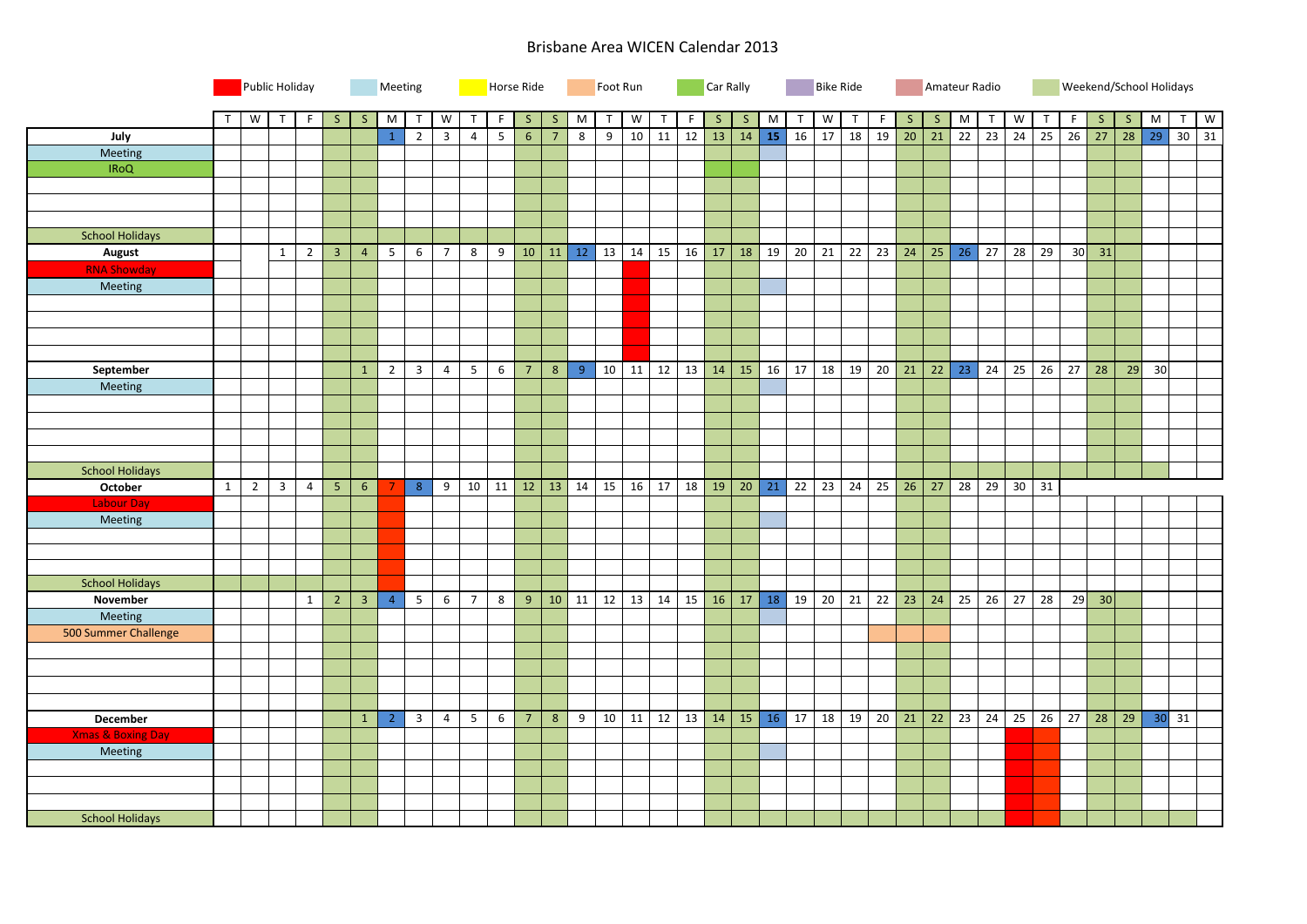# Brisbane Area WICEN Calendar 2013

Public Holiday | Meeting | Horse Ride | Foot Run | Car Rally | Bike Ride | Amateur Radio | Weekend/School Holidays

| | T | W | T | F | S | S | M | T | W | T | F | S | S | M | T | W | T | F | S | S | M | T | W | T | F | S | S | M | T | W | T | F | S | S | M | T | W |
|---|---|---|---|---|---|---|---|---|---|---|---|---|---|---|---|---|---|---|---|---|---|---|---|---|---|---|---|---|---|---|---|---|---|---|---|---|---|
| **July** | | | | | | | 1 | 2 | 3 | 4 | 5 | 6 | 7 | 8 | 9 | 10 | 11 | 12 | 13 | 14 | 15 | 16 | 17 | 18 | 19 | 20 | 21 | 22 | 23 | 24 | 25 | 26 | 27 | 28 | 29 | 30 | 31 |
| Meeting | | | | | | | | | | | | | | | | | | | | | | | | | | | | | | | | | | | | | |
| IRoQ | | | | | | | | | | | | | | | | | | | | | | | | | | | | | | | | | | | | | |
| School Holidays | | | | | | | | | | | | | | | | | | | | | | | | | | | | | | | | | | | | | |
| **August** | | | 1 | 2 | 3 | 4 | 5 | 6 | 7 | 8 | 9 | 10 | 11 | 12 | 13 | 14 | 15 | 16 | 17 | 18 | 19 | 20 | 21 | 22 | 23 | 24 | 25 | 26 | 27 | 28 | 29 | 30 | 31 | | | | |
| RNA Showday | | | | | | | | | | | | | | | | | | | | | | | | | | | | | | | | | | | | | |
| Meeting | | | | | | | | | | | | | | | | | | | | | | | | | | | | | | | | | | | | | |
| **September** | | | | | | 1 | 2 | 3 | 4 | 5 | 6 | 7 | 8 | 9 | 10 | 11 | 12 | 13 | 14 | 15 | 16 | 17 | 18 | 19 | 20 | 21 | 22 | 23 | 24 | 25 | 26 | 27 | 28 | 29 | 30 | | |
| Meeting | | | | | | | | | | | | | | | | | | | | | | | | | | | | | | | | | | | | | |
| School Holidays | | | | | | | | | | | | | | | | | | | | | | | | | | | | | | | | | | | | | |
| **October** | 1 | 2 | 3 | 4 | 5 | 6 | 7 | 8 | 9 | 10 | 11 | 12 | 13 | 14 | 15 | 16 | 17 | 18 | 19 | 20 | 21 | 22 | 23 | 24 | 25 | 26 | 27 | 28 | 29 | 30 | 31 | | | | | | |
| Labour Day | | | | | | | | | | | | | | | | | | | | | | | | | | | | | | | | | | | | | |
| Meeting | | | | | | | | | | | | | | | | | | | | | | | | | | | | | | | | | | | | | |
| School Holidays | | | | | | | | | | | | | | | | | | | | | | | | | | | | | | | | | | | | | |
| **November** | | | | 1 | 2 | 3 | 4 | 5 | 6 | 7 | 8 | 9 | 10 | 11 | 12 | 13 | 14 | 15 | 16 | 17 | 18 | 19 | 20 | 21 | 22 | 23 | 24 | 25 | 26 | 27 | 28 | 29 | 30 | | | | |
| Meeting | | | | | | | | | | | | | | | | | | | | | | | | | | | | | | | | | | | | | |
| 500 Summer Challenge | | | | | | | | | | | | | | | | | | | | | | | | | | | | | | | | | | | | | |
| **December** | | | | | | 1 | 2 | 3 | 4 | 5 | 6 | 7 | 8 | 9 | 10 | 11 | 12 | 13 | 14 | 15 | 16 | 17 | 18 | 19 | 20 | 21 | 22 | 23 | 24 | 25 | 26 | 27 | 28 | 29 | 30 | 31 | |
| Xmas & Boxing Day | | | | | | | | | | | | | | | | | | | | | | | | | | | | | | | | | | | | | |
| Meeting | | | | | | | | | | | | | | | | | | | | | | | | | | | | | | | | | | | | | |
| School Holidays | | | | | | | | | | | | | | | | | | | | | | | | | | | | | | | | | | | | | |